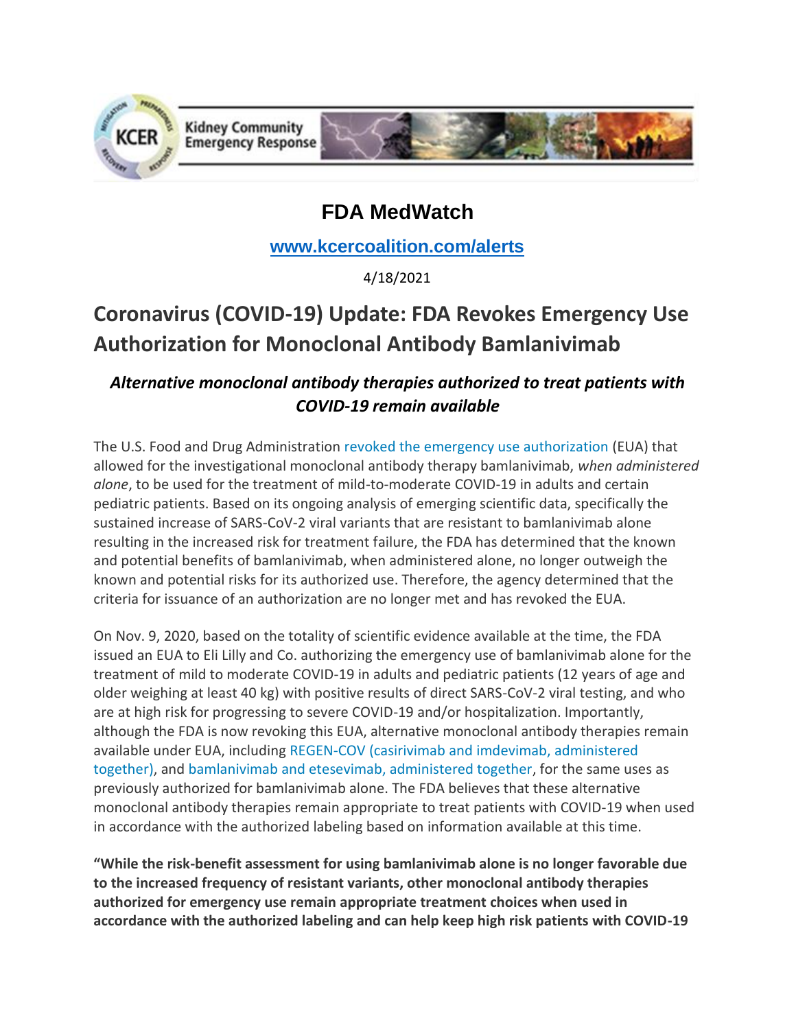Kidney Community Emergency Response

## FDA MedWatch

**www.kcercoalition.com/alerts**

4/18/2021

# Coronavirus (COVID-19) Update: FDA Revokes Emergency Use Authorization for Monoclonal Antibody Bamlanivimab

### *Alternative monoclonal antibody therapies authorized to treat patients with COVID-19 remain available*

The U.S. Food and Drug Administration revoked the emergency use authorization (EUA) that allowed for the investigational monoclonal antibody therapy bamlanivimab, *when administered alone*, to be used for the treatment of mild-to-moderate COVID-19 in adults and certain pediatric patients. Based on its ongoing analysis of emerging scientific data, specifically the sustained increase of SARS-CoV-2 viral variants that are resistant to bamlanivimab alone resulting in the increased risk for treatment failure, the FDA has determined that the known and potential benefits of bamlanivimab, when administered alone, no longer outweigh the known and potential risks for its authorized use. Therefore, the agency determined that the criteria for issuance of an authorization are no longer met and has revoked the EUA.

On Nov. 9, 2020, based on the totality of scientific evidence available at the time, the FDA issued an EUA to Eli Lilly and Co. authorizing the emergency use of bamlanivimab alone for the treatment of mild to moderate COVID-19 in adults and pediatric patients (12 years of age and older weighing at least 40 kg) with positive results of direct SARS-CoV-2 viral testing, and who are at high risk for progressing to severe COVID-19 and/or hospitalization. Importantly, although the FDA is now revoking this EUA, alternative monoclonal antibody therapies remain available under EUA, including REGEN-COV (casirivimab and imdevimab, administered together), and bamlanivimab and etesevimab, administered together, for the same uses as previously authorized for bamlanivimab alone. The FDA believes that these alternative monoclonal antibody therapies remain appropriate to treat patients with COVID-19 when used in accordance with the authorized labeling based on information available at this time.

**"While the risk-benefit assessment for using bamlanivimab alone is no longer favorable due to the increased frequency of resistant variants, other monoclonal antibody therapies authorized for emergency use remain appropriate treatment choices when used in accordance with the authorized labeling and can help keep high risk patients with COVID-19**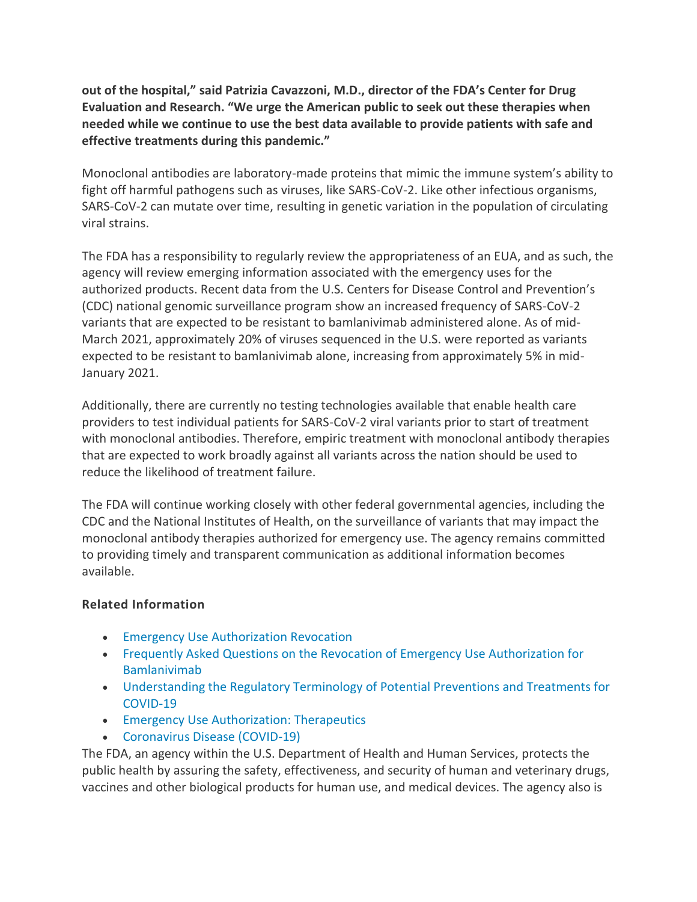**out of the hospital," said Patrizia Cavazzoni, M.D., director of the FDA's Center for Drug Evaluation and Research. "We urge the American public to seek out these therapies when needed while we continue to use the best data available to provide patients with safe and effective treatments during this pandemic."**

Monoclonal antibodies are laboratory-made proteins that mimic the immune system's ability to fight off harmful pathogens such as viruses, like SARS-CoV-2. Like other infectious organisms, SARS-CoV-2 can mutate over time, resulting in genetic variation in the population of circulating viral strains.

The FDA has a responsibility to regularly review the appropriateness of an EUA, and as such, the agency will review emerging information associated with the emergency uses for the authorized products. Recent data from the U.S. Centers for Disease Control and Prevention's (CDC) national genomic surveillance program show an increased frequency of SARS-CoV-2 variants that are expected to be resistant to bamlanivimab administered alone. As of mid-March 2021, approximately 20% of viruses sequenced in the U.S. were reported as variants expected to be resistant to bamlanivimab alone, increasing from approximately 5% in mid-January 2021.

Additionally, there are currently no testing technologies available that enable health care providers to test individual patients for SARS-CoV-2 viral variants prior to start of treatment with monoclonal antibodies. Therefore, empiric treatment with monoclonal antibody therapies that are expected to work broadly against all variants across the nation should be used to reduce the likelihood of treatment failure.

The FDA will continue working closely with other federal governmental agencies, including the CDC and the National Institutes of Health, on the surveillance of variants that may impact the monoclonal antibody therapies authorized for emergency use. The agency remains committed to providing timely and transparent communication as additional information becomes available.

**Related Information**

- Emergency Use Authorization Revocation
- Frequently Asked Questions on the Revocation of Emergency Use Authorization for Bamlanivimab
- Understanding the Regulatory Terminology of Potential Preventions and Treatments for COVID-19
- Emergency Use Authorization: Therapeutics
- Coronavirus Disease (COVID-19)

The FDA, an agency within the U.S. Department of Health and Human Services, protects the public health by assuring the safety, effectiveness, and security of human and veterinary drugs, vaccines and other biological products for human use, and medical devices. The agency also is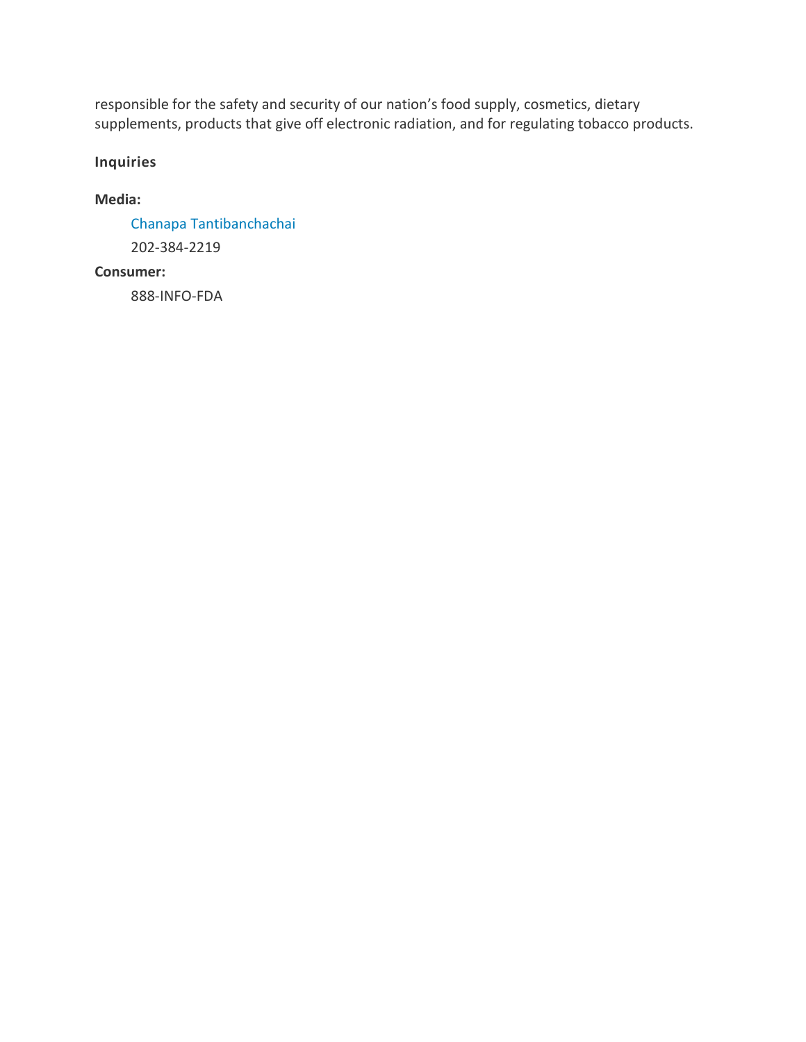responsible for the safety and security of our nation's food supply, cosmetics, dietary supplements, products that give off electronic radiation, and for regulating tobacco products.

### Inquiries

**Media:**

Chanapa Tantibanchachai

202-384-2219

**Consumer:**

888-INFO-FDA